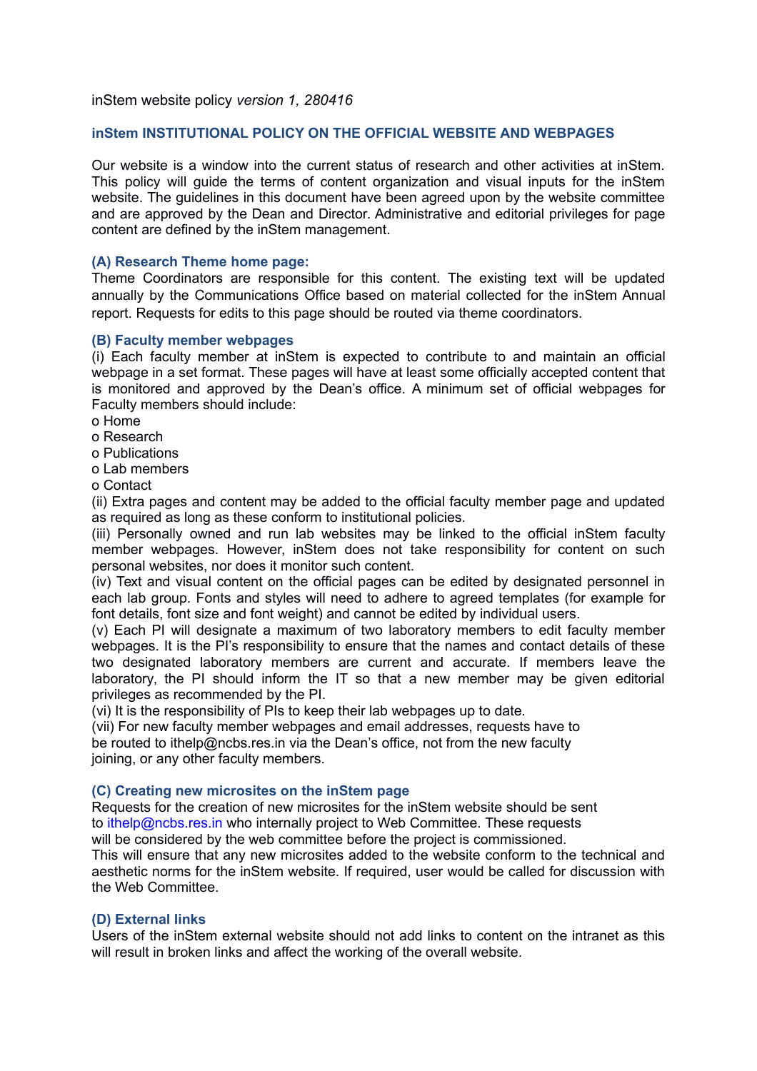inStem website policy *version 1, 280416*

## inStem INSTITUTIONAL POLICY ON THE OFFICIAL WEBSITE AND WEBPAGES

Our website is a window into the current status of research and other activities at inStem. This policy will guide the terms of content organization and visual inputs for the inStem website. The guidelines in this document have been agreed upon by the website committee and are approved by the Dean and Director. Administrative and editorial privileges for page content are defined by the inStem management.

### (A) Research Theme home page:

Theme Coordinators are responsible for this content. The existing text will be updated annually by the Communications Office based on material collected for the inStem Annual report. Requests for edits to this page should be routed via theme coordinators.

### (B) Faculty member webpages

(i) Each faculty member at inStem is expected to contribute to and maintain an official webpage in a set format. These pages will have at least some officially accepted content that is monitored and approved by the Dean's office. A minimum set of official webpages for Faculty members should include:

- o Home
- o Research
- o Publications
- o Lab members
- o Contact

(ii) Extra pages and content may be added to the official faculty member page and updated as required as long as these conform to institutional policies.

(iii) Personally owned and run lab websites may be linked to the official inStem faculty member webpages. However, inStem does not take responsibility for content on such personal websites, nor does it monitor such content.

(iv) Text and visual content on the official pages can be edited by designated personnel in each lab group. Fonts and styles will need to adhere to agreed templates (for example for font details, font size and font weight) and cannot be edited by individual users.

(v) Each PI will designate a maximum of two laboratory members to edit faculty member webpages. It is the PI's responsibility to ensure that the names and contact details of these two designated laboratory members are current and accurate. If members leave the laboratory, the PI should inform the IT so that a new member may be given editorial privileges as recommended by the PI.

(vi) It is the responsibility of PIs to keep their lab webpages up to date.

(vii) For new faculty member webpages and email addresses, requests have to be routed to ithelp@ncbs.res.in via the Dean's office, not from the new faculty joining, or any other faculty members.

### (C) Creating new microsites on the inStem page

Requests for the creation of new microsites for the inStem website should be sent to ithelp@ncbs.res.in who internally project to Web Committee. These requests will be considered by the web committee before the project is commissioned.

This will ensure that any new microsites added to the website conform to the technical and aesthetic norms for the inStem website. If required, user would be called for discussion with the Web Committee.

### (D) External links

Users of the inStem external website should not add links to content on the intranet as this will result in broken links and affect the working of the overall website.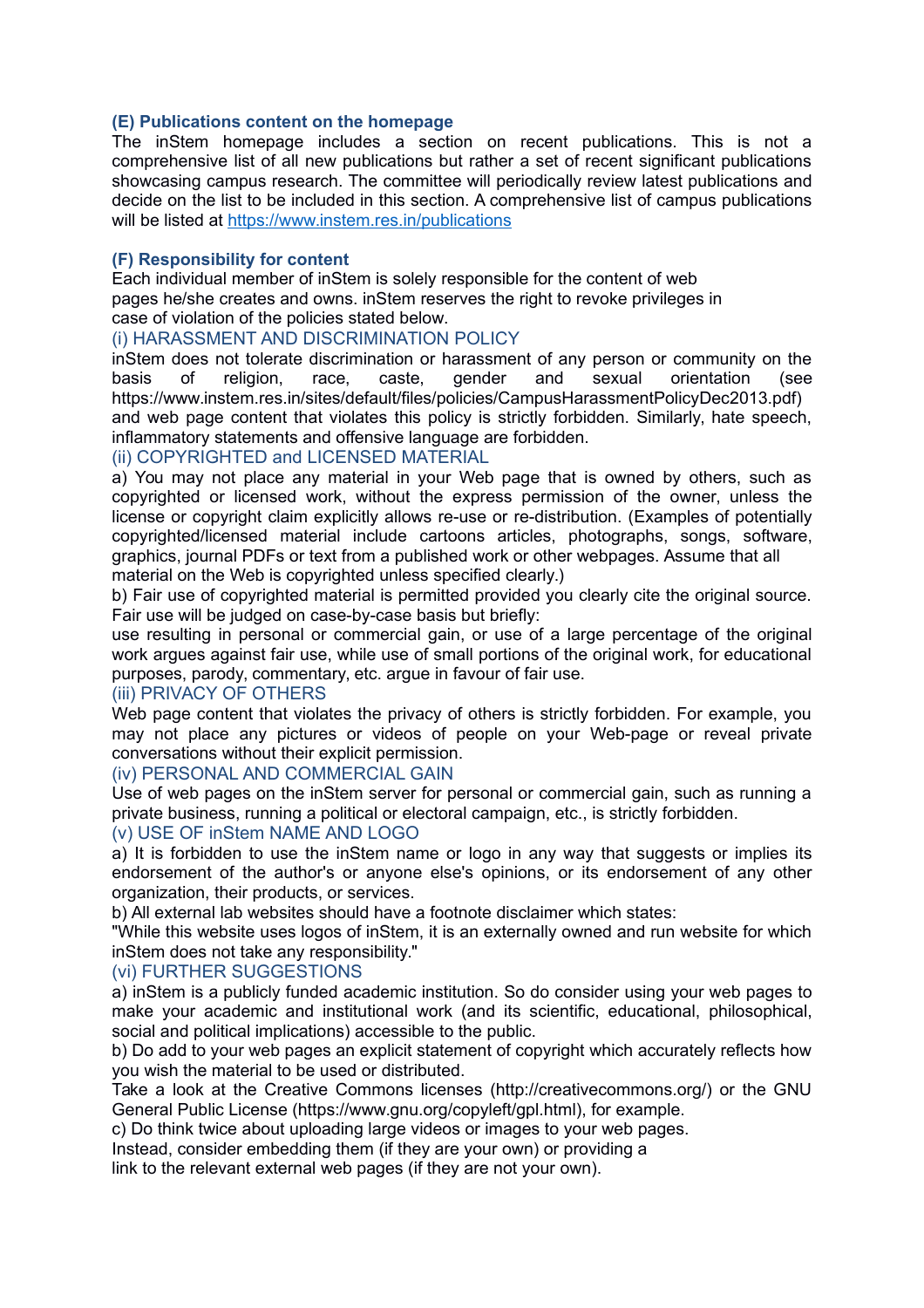### (E) Publications content on the homepage

The inStem homepage includes a section on recent publications. This is not a comprehensive list of all new publications but rather a set of recent significant publications showcasing campus research. The committee will periodically review latest publications and decide on the list to be included in this section. A comprehensive list of campus publications will be listed at [https://www.instem.res.in/publications](https://www.instem.res.in/publications)

### (F) Responsibility for content

Each individual member of inStem is solely responsible for the content of web pages he/she creates and owns. inStem reserves the right to revoke privileges in case of violation of the policies stated below.

#### (i) HARASSMENT AND DISCRIMINATION POLICY

inStem does not tolerate discrimination or harassment of any person or community on the basis of religion, race, caste, gender and sexual orientation (see https://www.instem.res.in/sites/default/files/policies/CampusHarassmentPolicyDec2013.pdf) and web page content that violates this policy is strictly forbidden. Similarly, hate speech, inflammatory statements and offensive language are forbidden.

#### (ii) COPYRIGHTED and LICENSED MATERIAL

a) You may not place any material in your Web page that is owned by others, such as copyrighted or licensed work, without the express permission of the owner, unless the license or copyright claim explicitly allows re-use or re-distribution. (Examples of potentially copyrighted/licensed material include cartoons articles, photographs, songs, software, graphics, journal PDFs or text from a published work or other webpages. Assume that all material on the Web is copyrighted unless specified clearly.)

b) Fair use of copyrighted material is permitted provided you clearly cite the original source. Fair use will be judged on case-by-case basis but briefly:
use resulting in personal or commercial gain, or use of a large percentage of the original work argues against fair use, while use of small portions of the original work, for educational purposes, parody, commentary, etc. argue in favour of fair use.

#### (iii) PRIVACY OF OTHERS

Web page content that violates the privacy of others is strictly forbidden. For example, you may not place any pictures or videos of people on your Web-page or reveal private conversations without their explicit permission.

#### (iv) PERSONAL AND COMMERCIAL GAIN

Use of web pages on the inStem server for personal or commercial gain, such as running a private business, running a political or electoral campaign, etc., is strictly forbidden.

#### (v) USE OF inStem NAME AND LOGO

a) It is forbidden to use the inStem name or logo in any way that suggests or implies its endorsement of the author's or anyone else's opinions, or its endorsement of any other organization, their products, or services.

b) All external lab websites should have a footnote disclaimer which states:
"While this website uses logos of inStem, it is an externally owned and run website for which inStem does not take any responsibility."

#### (vi) FURTHER SUGGESTIONS

a) inStem is a publicly funded academic institution. So do consider using your web pages to make your academic and institutional work (and its scientific, educational, philosophical, social and political implications) accessible to the public.

b) Do add to your web pages an explicit statement of copyright which accurately reflects how you wish the material to be used or distributed.
Take a look at the Creative Commons licenses (http://creativecommons.org/) or the GNU General Public License (https://www.gnu.org/copyleft/gpl.html), for example.

c) Do think twice about uploading large videos or images to your web pages.
Instead, consider embedding them (if they are your own) or providing a link to the relevant external web pages (if they are not your own).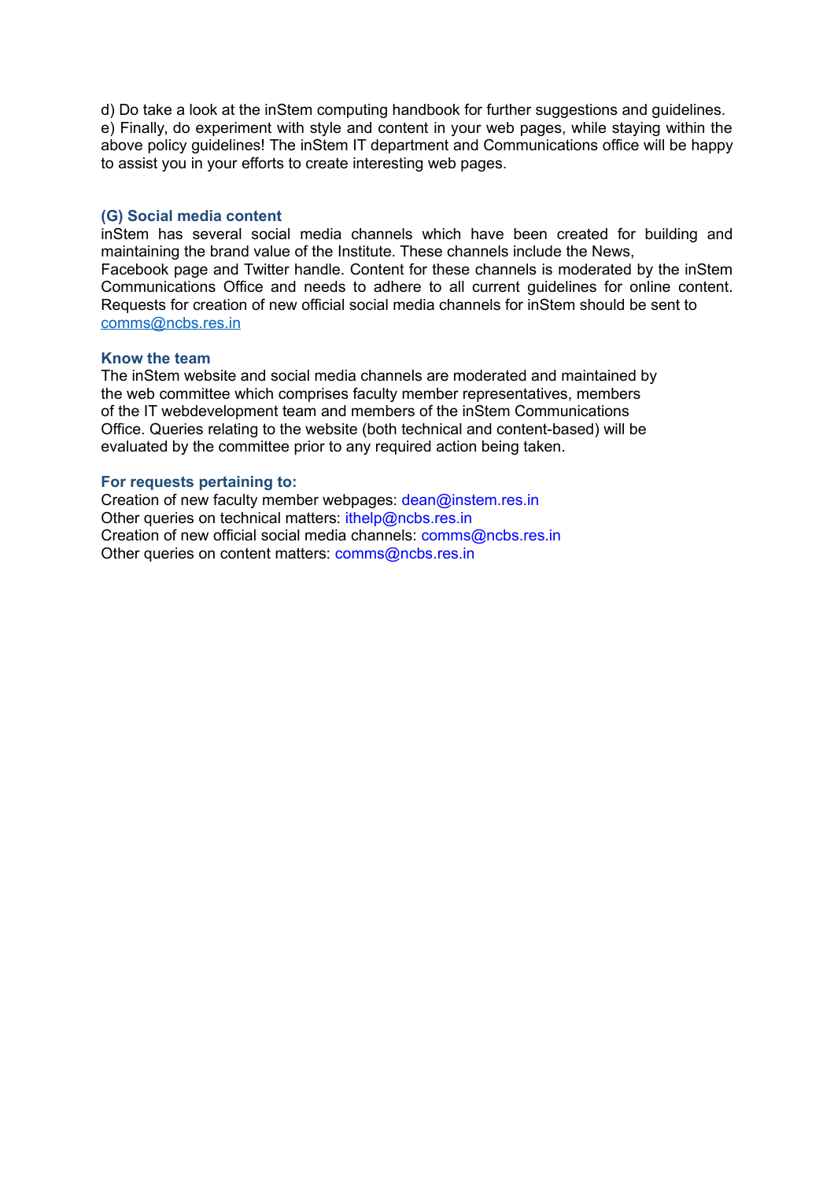d) Do take a look at the inStem computing handbook for further suggestions and guidelines.
e) Finally, do experiment with style and content in your web pages, while staying within the above policy guidelines! The inStem IT department and Communications office will be happy to assist you in your efforts to create interesting web pages.

### (G) Social media content

inStem has several social media channels which have been created for building and maintaining the brand value of the Institute. These channels include the News,
Facebook page and Twitter handle. Content for these channels is moderated by the inStem Communications Office and needs to adhere to all current guidelines for online content. Requests for creation of new official social media channels for inStem should be sent to comms@ncbs.res.in

### Know the team

The inStem website and social media channels are moderated and maintained by the web committee which comprises faculty member representatives, members of the IT webdevelopment team and members of the inStem Communications Office. Queries relating to the website (both technical and content-based) will be evaluated by the committee prior to any required action being taken.

### For requests pertaining to:

Creation of new faculty member webpages: dean@instem.res.in
Other queries on technical matters: ithelp@ncbs.res.in
Creation of new official social media channels: comms@ncbs.res.in
Other queries on content matters: comms@ncbs.res.in